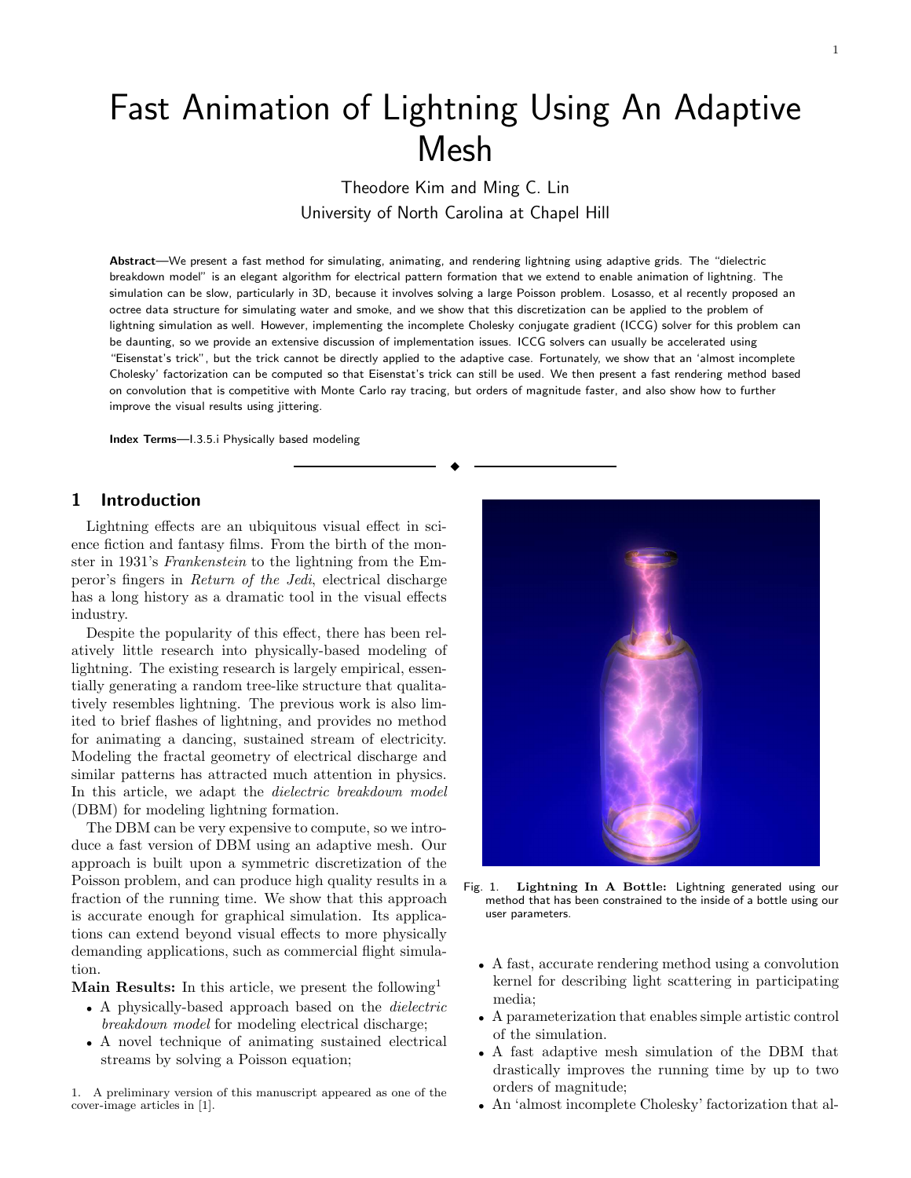# Fast Animation of Lightning Using An Adaptive Mesh

Theodore Kim and Ming C. Lin
University of North Carolina at Chapel Hill

**Abstract**—We present a fast method for simulating, animating, and rendering lightning using adaptive grids. The "dielectric breakdown model" is an elegant algorithm for electrical pattern formation that we extend to enable animation of lightning. The simulation can be slow, particularly in 3D, because it involves solving a large Poisson problem. Losasso, et al recently proposed an octree data structure for simulating water and smoke, and we show that this discretization can be applied to the problem of lightning simulation as well. However, implementing the incomplete Cholesky conjugate gradient (ICCG) solver for this problem can be daunting, so we provide an extensive discussion of implementation issues. ICCG solvers can usually be accelerated using "Eisenstat's trick", but the trick cannot be directly applied to the adaptive case. Fortunately, we show that an 'almost incomplete Cholesky' factorization can be computed so that Eisenstat's trick can still be used. We then present a fast rendering method based on convolution that is competitive with Monte Carlo ray tracing, but orders of magnitude faster, and also show how to further improve the visual results using jittering.

**Index Terms**—I.3.5.i Physically based modeling

## 1 Introduction

Lightning effects are an ubiquitous visual effect in science fiction and fantasy films. From the birth of the monster in 1931's *Frankenstein* to the lightning from the Emperor's fingers in *Return of the Jedi*, electrical discharge has a long history as a dramatic tool in the visual effects industry.

Despite the popularity of this effect, there has been relatively little research into physically-based modeling of lightning. The existing research is largely empirical, essentially generating a random tree-like structure that qualitatively resembles lightning. The previous work is also limited to brief flashes of lightning, and provides no method for animating a dancing, sustained stream of electricity. Modeling the fractal geometry of electrical discharge and similar patterns has attracted much attention in physics. In this article, we adapt the *dielectric breakdown model* (DBM) for modeling lightning formation.

The DBM can be very expensive to compute, so we introduce a fast version of DBM using an adaptive mesh. Our approach is built upon a symmetric discretization of the Poisson problem, and can produce high quality results in a fraction of the running time. We show that this approach is accurate enough for graphical simulation. Its applications can extend beyond visual effects to more physically demanding applications, such as commercial flight simulation.

**Main Results:** In this article, we present the following[1]

- A physically-based approach based on the *dielectric breakdown model* for modeling electrical discharge;
- A novel technique of animating sustained electrical streams by solving a Poisson equation;
- A fast, accurate rendering method using a convolution kernel for describing light scattering in participating media;
- A parameterization that enables simple artistic control of the simulation.
- A fast adaptive mesh simulation of the DBM that drastically improves the running time by up to two orders of magnitude;
- An 'almost incomplete Cholesky' factorization that al-

Fig. 1. **Lightning In A Bottle:** Lightning generated using our method that has been constrained to the inside of a bottle using our user parameters.

1. A preliminary version of this manuscript appeared as one of the cover-image articles in [1].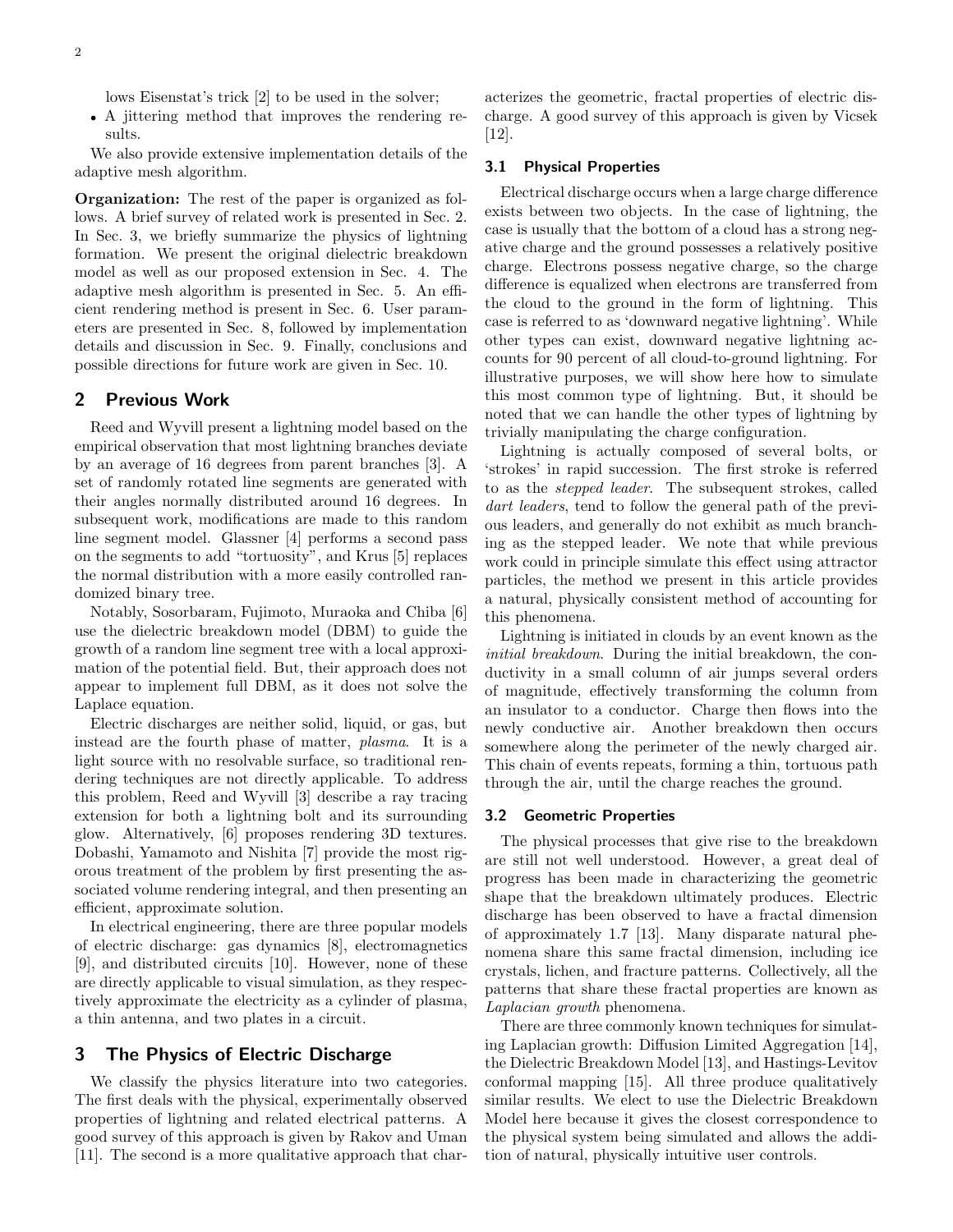lows Eisenstat's trick [2] to be used in the solver;

- A jittering method that improves the rendering results.

We also provide extensive implementation details of the adaptive mesh algorithm.

**Organization:** The rest of the paper is organized as follows. A brief survey of related work is presented in Sec. 2. In Sec. 3, we briefly summarize the physics of lightning formation. We present the original dielectric breakdown model as well as our proposed extension in Sec. 4. The adaptive mesh algorithm is presented in Sec. 5. An efficient rendering method is present in Sec. 6. User parameters are presented in Sec. 8, followed by implementation details and discussion in Sec. 9. Finally, conclusions and possible directions for future work are given in Sec. 10.

## 2 Previous Work

Reed and Wyvill present a lightning model based on the empirical observation that most lightning branches deviate by an average of 16 degrees from parent branches [3]. A set of randomly rotated line segments are generated with their angles normally distributed around 16 degrees. In subsequent work, modifications are made to this random line segment model. Glassner [4] performs a second pass on the segments to add "tortuosity", and Krus [5] replaces the normal distribution with a more easily controlled randomized binary tree.

Notably, Sosorbaram, Fujimoto, Muraoka and Chiba [6] use the dielectric breakdown model (DBM) to guide the growth of a random line segment tree with a local approximation of the potential field. But, their approach does not appear to implement full DBM, as it does not solve the Laplace equation.

Electric discharges are neither solid, liquid, or gas, but instead are the fourth phase of matter, *plasma*. It is a light source with no resolvable surface, so traditional rendering techniques are not directly applicable. To address this problem, Reed and Wyvill [3] describe a ray tracing extension for both a lightning bolt and its surrounding glow. Alternatively, [6] proposes rendering 3D textures. Dobashi, Yamamoto and Nishita [7] provide the most rigorous treatment of the problem by first presenting the associated volume rendering integral, and then presenting an efficient, approximate solution.

In electrical engineering, there are three popular models of electric discharge: gas dynamics [8], electromagnetics [9], and distributed circuits [10]. However, none of these are directly applicable to visual simulation, as they respectively approximate the electricity as a cylinder of plasma, a thin antenna, and two plates in a circuit.

## 3 The Physics of Electric Discharge

We classify the physics literature into two categories. The first deals with the physical, experimentally observed properties of lightning and related electrical patterns. A good survey of this approach is given by Rakov and Uman [11]. The second is a more qualitative approach that characterizes the geometric, fractal properties of electric discharge. A good survey of this approach is given by Vicsek [12].

### 3.1 Physical Properties

Electrical discharge occurs when a large charge difference exists between two objects. In the case of lightning, the case is usually that the bottom of a cloud has a strong negative charge and the ground possesses a relatively positive charge. Electrons possess negative charge, so the charge difference is equalized when electrons are transferred from the cloud to the ground in the form of lightning. This case is referred to as 'downward negative lightning'. While other types can exist, downward negative lightning accounts for 90 percent of all cloud-to-ground lightning. For illustrative purposes, we will show here how to simulate this most common type of lightning. But, it should be noted that we can handle the other types of lightning by trivially manipulating the charge configuration.

Lightning is actually composed of several bolts, or 'strokes' in rapid succession. The first stroke is referred to as the *stepped leader*. The subsequent strokes, called *dart leaders*, tend to follow the general path of the previous leaders, and generally do not exhibit as much branching as the stepped leader. We note that while previous work could in principle simulate this effect using attractor particles, the method we present in this article provides a natural, physically consistent method of accounting for this phenomena.

Lightning is initiated in clouds by an event known as the *initial breakdown*. During the initial breakdown, the conductivity in a small column of air jumps several orders of magnitude, effectively transforming the column from an insulator to a conductor. Charge then flows into the newly conductive air. Another breakdown then occurs somewhere along the perimeter of the newly charged air. This chain of events repeats, forming a thin, tortuous path through the air, until the charge reaches the ground.

### 3.2 Geometric Properties

The physical processes that give rise to the breakdown are still not well understood. However, a great deal of progress has been made in characterizing the geometric shape that the breakdown ultimately produces. Electric discharge has been observed to have a fractal dimension of approximately 1.7 [13]. Many disparate natural phenomena share this same fractal dimension, including ice crystals, lichen, and fracture patterns. Collectively, all the patterns that share these fractal properties are known as *Laplacian growth* phenomena.

There are three commonly known techniques for simulating Laplacian growth: Diffusion Limited Aggregation [14], the Dielectric Breakdown Model [13], and Hastings-Levitov conformal mapping [15]. All three produce qualitatively similar results. We elect to use the Dielectric Breakdown Model here because it gives the closest correspondence to the physical system being simulated and allows the addition of natural, physically intuitive user controls.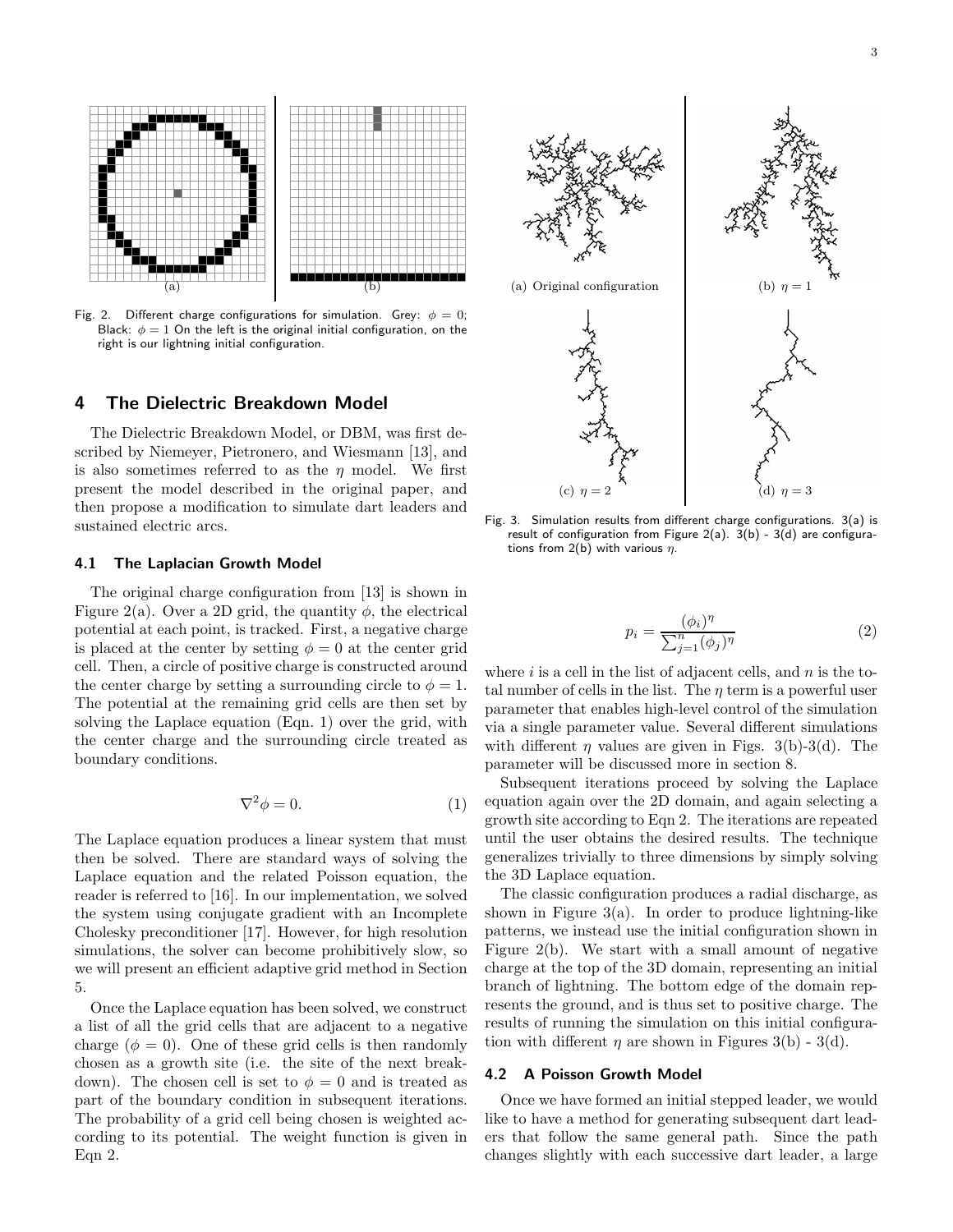Fig. 2. Different charge configurations for simulation. Grey: $\phi = 0$; Black: $\phi = 1$ On the left is the original initial configuration, on the right is our lightning initial configuration.

Fig. 3. Simulation results from different charge configurations. 3(a) is result of configuration from Figure 2(a). 3(b) - 3(d) are configurations from 2(b) with various $\eta$.

## 4 The Dielectric Breakdown Model

The Dielectric Breakdown Model, or DBM, was first described by Niemeyer, Pietronero, and Wiesmann [13], and is also sometimes referred to as the $\eta$ model. We first present the model described in the original paper, and then propose a modification to simulate dart leaders and sustained electric arcs.

### 4.1 The Laplacian Growth Model

The original charge configuration from [13] is shown in Figure 2(a). Over a 2D grid, the quantity $\phi$, the electrical potential at each point, is tracked. First, a negative charge is placed at the center by setting $\phi = 0$ at the center grid cell. Then, a circle of positive charge is constructed around the center charge by setting a surrounding circle to $\phi = 1$. The potential at the remaining grid cells are then set by solving the Laplace equation (Eqn. 1) over the grid, with the center charge and the surrounding circle treated as boundary conditions.

$$\nabla^2 \phi = 0. \tag{1}$$

The Laplace equation produces a linear system that must then be solved. There are standard ways of solving the Laplace equation and the related Poisson equation, the reader is referred to [16]. In our implementation, we solved the system using conjugate gradient with an Incomplete Cholesky preconditioner [17]. However, for high resolution simulations, the solver can become prohibitively slow, so we will present an efficient adaptive grid method in Section 5.

Once the Laplace equation has been solved, we construct a list of all the grid cells that are adjacent to a negative charge ($\phi = 0$). One of these grid cells is then randomly chosen as a growth site (i.e. the site of the next breakdown). The chosen cell is set to $\phi = 0$ and is treated as part of the boundary condition in subsequent iterations. The probability of a grid cell being chosen is weighted according to its potential. The weight function is given in Eqn 2.

$$p_i = \frac{(\phi_i)^\eta}{\sum_{j=1}^{n} (\phi_j)^\eta} \tag{2}$$

where $i$ is a cell in the list of adjacent cells, and $n$ is the total number of cells in the list. The $\eta$ term is a powerful user parameter that enables high-level control of the simulation via a single parameter value. Several different simulations with different $\eta$ values are given in Figs. 3(b)-3(d). The parameter will be discussed more in section 8.

Subsequent iterations proceed by solving the Laplace equation again over the 2D domain, and again selecting a growth site according to Eqn 2. The iterations are repeated until the user obtains the desired results. The technique generalizes trivially to three dimensions by simply solving the 3D Laplace equation.

The classic configuration produces a radial discharge, as shown in Figure 3(a). In order to produce lightning-like patterns, we instead use the initial configuration shown in Figure 2(b). We start with a small amount of negative charge at the top of the 3D domain, representing an initial branch of lightning. The bottom edge of the domain represents the ground, and is thus set to positive charge. The results of running the simulation on this initial configuration with different $\eta$ are shown in Figures 3(b) - 3(d).

### 4.2 A Poisson Growth Model

Once we have formed an initial stepped leader, we would like to have a method for generating subsequent dart leaders that follow the same general path. Since the path changes slightly with each successive dart leader, a large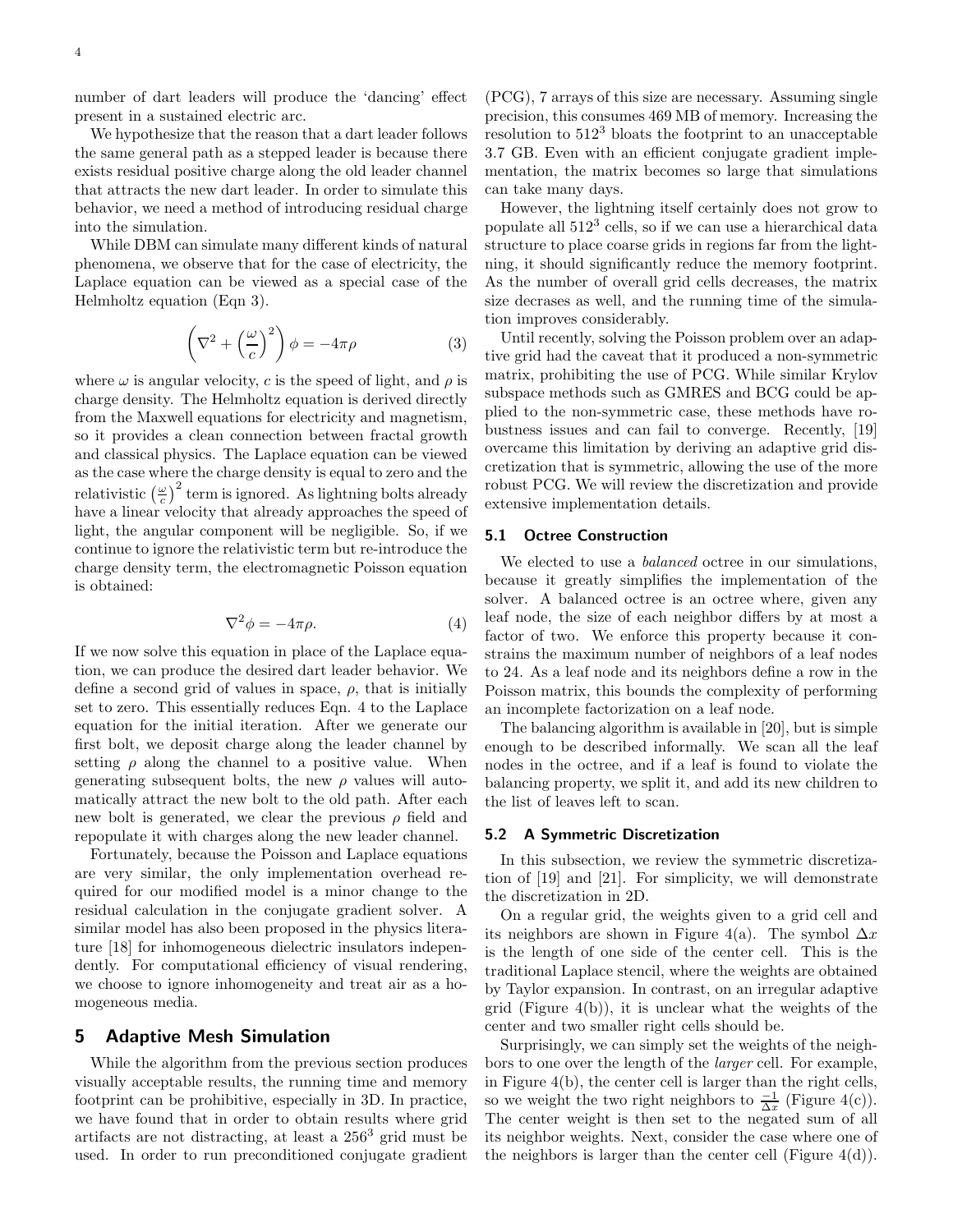number of dart leaders will produce the 'dancing' effect present in a sustained electric arc.

We hypothesize that the reason that a dart leader follows the same general path as a stepped leader is because there exists residual positive charge along the old leader channel that attracts the new dart leader. In order to simulate this behavior, we need a method of introducing residual charge into the simulation.

While DBM can simulate many different kinds of natural phenomena, we observe that for the case of electricity, the Laplace equation can be viewed as a special case of the Helmholtz equation (Eqn 3).

$$\left(\nabla^2 + \left(\frac{\omega}{c}\right)^2\right)\phi = -4\pi\rho \tag{3}$$

where $\omega$ is angular velocity, $c$ is the speed of light, and $\rho$ is charge density. The Helmholtz equation is derived directly from the Maxwell equations for electricity and magnetism, so it provides a clean connection between fractal growth and classical physics. The Laplace equation can be viewed as the case where the charge density is equal to zero and the relativistic $\left(\frac{\omega}{c}\right)^2$ term is ignored. As lightning bolts already have a linear velocity that already approaches the speed of light, the angular component will be negligible. So, if we continue to ignore the relativistic term but re-introduce the charge density term, the electromagnetic Poisson equation is obtained:

$$\nabla^2\phi = -4\pi\rho. \tag{4}$$

If we now solve this equation in place of the Laplace equation, we can produce the desired dart leader behavior. We define a second grid of values in space, $\rho$, that is initially set to zero. This essentially reduces Eqn. 4 to the Laplace equation for the initial iteration. After we generate our first bolt, we deposit charge along the leader channel by setting $\rho$ along the channel to a positive value. When generating subsequent bolts, the new $\rho$ values will automatically attract the new bolt to the old path. After each new bolt is generated, we clear the previous $\rho$ field and repopulate it with charges along the new leader channel.

Fortunately, because the Poisson and Laplace equations are very similar, the only implementation overhead required for our modified model is a minor change to the residual calculation in the conjugate gradient solver. A similar model has also been proposed in the physics literature [18] for inhomogeneous dielectric insulators independently. For computational efficiency of visual rendering, we choose to ignore inhomogeneity and treat air as a homogeneous media.

## 5 Adaptive Mesh Simulation

While the algorithm from the previous section produces visually acceptable results, the running time and memory footprint can be prohibitive, especially in 3D. In practice, we have found that in order to obtain results where grid artifacts are not distracting, at least a $256^3$ grid must be used. In order to run preconditioned conjugate gradient (PCG), 7 arrays of this size are necessary. Assuming single precision, this consumes 469 MB of memory. Increasing the resolution to $512^3$ bloats the footprint to an unacceptable 3.7 GB. Even with an efficient conjugate gradient implementation, the matrix becomes so large that simulations can take many days.

However, the lightning itself certainly does not grow to populate all $512^3$ cells, so if we can use a hierarchical data structure to place coarse grids in regions far from the lightning, it should significantly reduce the memory footprint. As the number of overall grid cells decreases, the matrix size decrases as well, and the running time of the simulation improves considerably.

Until recently, solving the Poisson problem over an adaptive grid had the caveat that it produced a non-symmetric matrix, prohibiting the use of PCG. While similar Krylov subspace methods such as GMRES and BCG could be applied to the non-symmetric case, these methods have robustness issues and can fail to converge. Recently, [19] overcame this limitation by deriving an adaptive grid discretization that is symmetric, allowing the use of the more robust PCG. We will review the discretization and provide extensive implementation details.

### 5.1 Octree Construction

We elected to use a *balanced* octree in our simulations, because it greatly simplifies the implementation of the solver. A balanced octree is an octree where, given any leaf node, the size of each neighbor differs by at most a factor of two. We enforce this property because it constrains the maximum number of neighbors of a leaf nodes to 24. As a leaf node and its neighbors define a row in the Poisson matrix, this bounds the complexity of performing an incomplete factorization on a leaf node.

The balancing algorithm is available in [20], but is simple enough to be described informally. We scan all the leaf nodes in the octree, and if a leaf is found to violate the balancing property, we split it, and add its new children to the list of leaves left to scan.

### 5.2 A Symmetric Discretization

In this subsection, we review the symmetric discretization of [19] and [21]. For simplicity, we will demonstrate the discretization in 2D.

On a regular grid, the weights given to a grid cell and its neighbors are shown in Figure 4(a). The symbol $\Delta x$ is the length of one side of the center cell. This is the traditional Laplace stencil, where the weights are obtained by Taylor expansion. In contrast, on an irregular adaptive grid (Figure 4(b)), it is unclear what the weights of the center and two smaller right cells should be.

Surprisingly, we can simply set the weights of the neighbors to one over the length of the *larger* cell. For example, in Figure 4(b), the center cell is larger than the right cells, so we weight the two right neighbors to $\frac{-1}{\Delta x}$ (Figure 4(c)). The center weight is then set to the negated sum of all its neighbor weights. Next, consider the case where one of the neighbors is larger than the center cell (Figure 4(d)).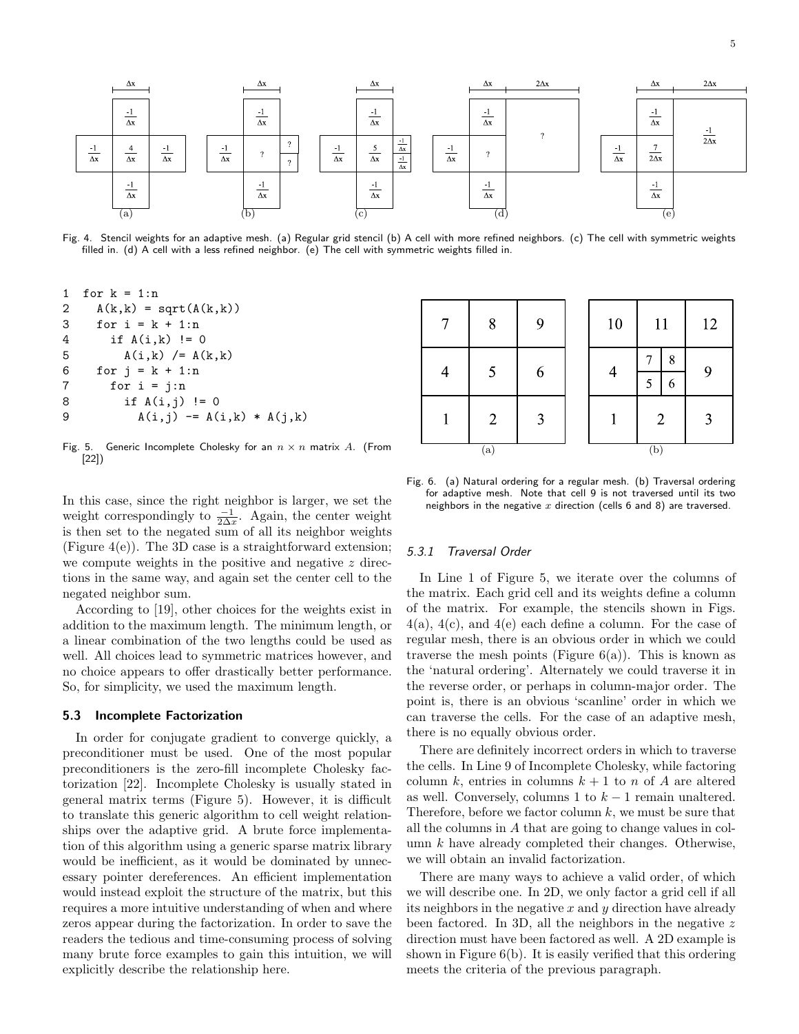Fig. 4. Stencil weights for an adaptive mesh. (a) Regular grid stencil (b) A cell with more refined neighbors. (c) The cell with symmetric weights filled in. (d) A cell with a less refined neighbor. (e) The cell with symmetric weights filled in.

```
1  for k = 1:n
2    A(k,k) = sqrt(A(k,k))
3    for i = k + 1:n
4      if A(i,k) != 0
5        A(i,k) /= A(k,k)
6    for j = k + 1:n
7      for i = j:n
8        if A(i,j) != 0
9          A(i,j) -= A(i,k) * A(j,k)
```

Fig. 5. Generic Incomplete Cholesky for an $n \times n$ matrix $A$. (From [22])

In this case, since the right neighbor is larger, we set the weight correspondingly to $\frac{-1}{2\Delta x}$. Again, the center weight is then set to the negated sum of all its neighbor weights (Figure 4(e)). The 3D case is a straightforward extension; we compute weights in the positive and negative $z$ directions in the same way, and again set the center cell to the negated neighbor sum.

According to [19], other choices for the weights exist in addition to the maximum length. The minimum length, or a linear combination of the two lengths could be used as well. All choices lead to symmetric matrices however, and no choice appears to offer drastically better performance. So, for simplicity, we used the maximum length.

### 5.3 Incomplete Factorization

In order for conjugate gradient to converge quickly, a preconditioner must be used. One of the most popular preconditioners is the zero-fill incomplete Cholesky factorization [22]. Incomplete Cholesky is usually stated in general matrix terms (Figure 5). However, it is difficult to translate this generic algorithm to cell weight relationships over the adaptive grid. A brute force implementation of this algorithm using a generic sparse matrix library would be inefficient, as it would be dominated by unnecessary pointer dereferences. An efficient implementation would instead exploit the structure of the matrix, but this requires a more intuitive understanding of when and where zeros appear during the factorization. In order to save the readers the tedious and time-consuming process of solving many brute force examples to gain this intuition, we will explicitly describe the relationship here.

Fig. 6. (a) Natural ordering for a regular mesh. (b) Traversal ordering for adaptive mesh. Note that cell 9 is not traversed until its two neighbors in the negative $x$ direction (cells 6 and 8) are traversed.

#### 5.3.1 Traversal Order

In Line 1 of Figure 5, we iterate over the columns of the matrix. Each grid cell and its weights define a column of the matrix. For example, the stencils shown in Figs. 4(a), 4(c), and 4(e) each define a column. For the case of regular mesh, there is an obvious order in which we could traverse the mesh points (Figure 6(a)). This is known as the 'natural ordering'. Alternately we could traverse it in the reverse order, or perhaps in column-major order. The point is, there is an obvious 'scanline' order in which we can traverse the cells. For the case of an adaptive mesh, there is no equally obvious order.

There are definitely incorrect orders in which to traverse the cells. In Line 9 of Incomplete Cholesky, while factoring column $k$, entries in columns $k+1$ to $n$ of $A$ are altered as well. Conversely, columns 1 to $k-1$ remain unaltered. Therefore, before we factor column $k$, we must be sure that all the columns in $A$ that are going to change values in column $k$ have already completed their changes. Otherwise, we will obtain an invalid factorization.

There are many ways to achieve a valid order, of which we will describe one. In 2D, we only factor a grid cell if all its neighbors in the negative $x$ and $y$ direction have already been factored. In 3D, all the neighbors in the negative $z$ direction must have been factored as well. A 2D example is shown in Figure 6(b). It is easily verified that this ordering meets the criteria of the previous paragraph.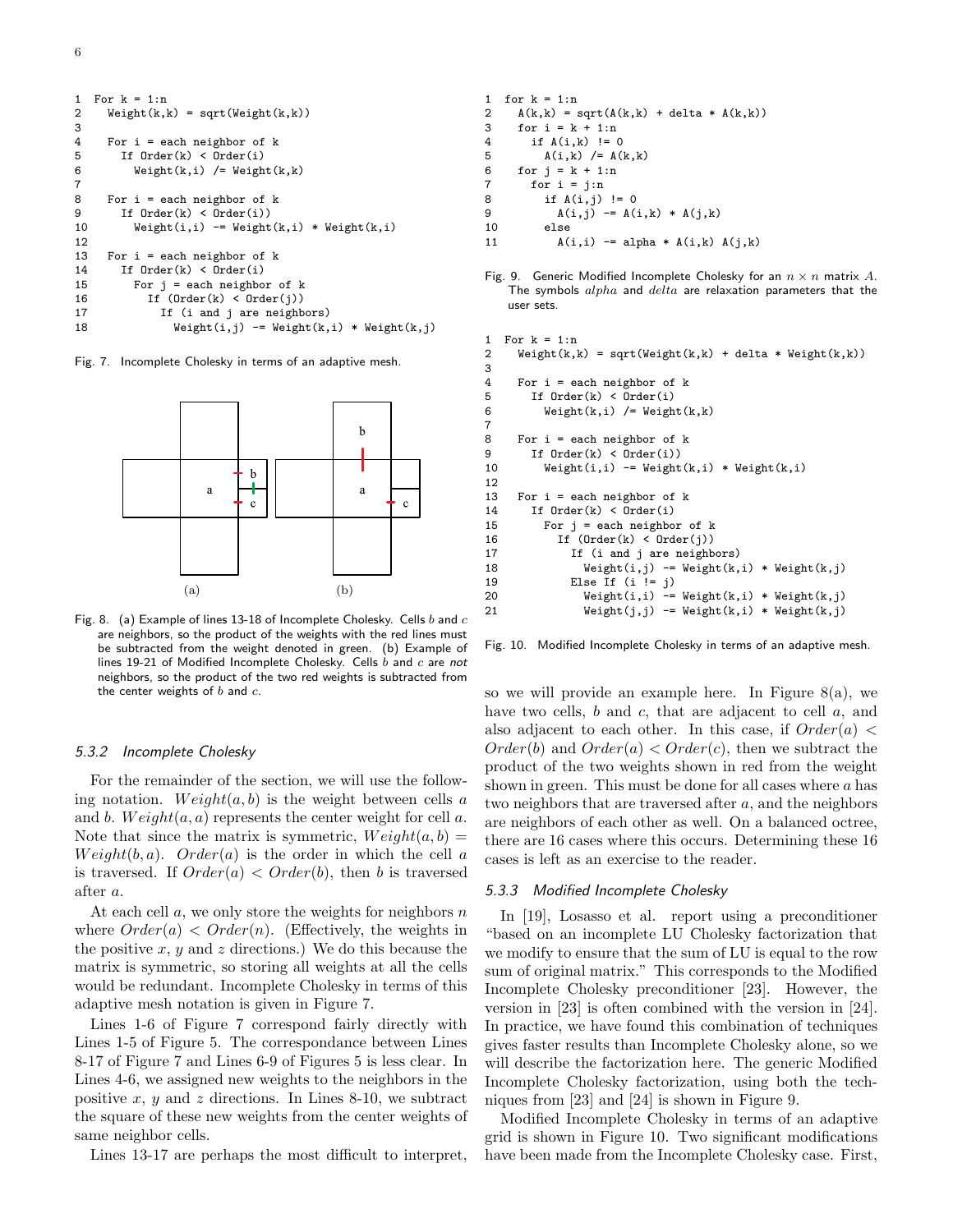```
1  For k = 1:n
2    Weight(k,k) = sqrt(Weight(k,k))
3
4    For i = each neighbor of k
5      If Order(k) < Order(i)
6        Weight(k,i) /= Weight(k,k)
7
8    For i = each neighbor of k
9      If Order(k) < Order(i))
10       Weight(i,i) -= Weight(k,i) * Weight(k,i)
12
13   For i = each neighbor of k
14     If Order(k) < Order(i)
15       For j = each neighbor of k
16         If (Order(k) < Order(j))
17           If (i and j are neighbors)
18             Weight(i,j) -= Weight(k,i) * Weight(k,j)
```

Fig. 7. Incomplete Cholesky in terms of an adaptive mesh.

Fig. 8. (a) Example of lines 13-18 of Incomplete Cholesky. Cells $b$ and $c$ are neighbors, so the product of the weights with the red lines must be subtracted from the weight denoted in green. (b) Example of lines 19-21 of Modified Incomplete Cholesky. Cells $b$ and $c$ are *not* neighbors, so the product of the two red weights is subtracted from the center weights of $b$ and $c$.

### 5.3.2 Incomplete Cholesky

For the remainder of the section, we will use the following notation. $Weight(a, b)$ is the weight between cells $a$ and $b$. $Weight(a, a)$ represents the center weight for cell $a$. Note that since the matrix is symmetric, $Weight(a, b) = Weight(b, a)$. $Order(a)$ is the order in which the cell $a$ is traversed. If $Order(a) < Order(b)$, then $b$ is traversed after $a$.

At each cell $a$, we only store the weights for neighbors $n$ where $Order(a) < Order(n)$. (Effectively, the weights in the positive $x$, $y$ and $z$ directions.) We do this because the matrix is symmetric, so storing all weights at all the cells would be redundant. Incomplete Cholesky in terms of this adaptive mesh notation is given in Figure 7.

Lines 1-6 of Figure 7 correspond fairly directly with Lines 1-5 of Figure 5. The correspondance between Lines 8-17 of Figure 7 and Lines 6-9 of Figures 5 is less clear. In Lines 4-6, we assigned new weights to the neighbors in the positive $x$, $y$ and $z$ directions. In Lines 8-10, we subtract the square of these new weights from the center weights of same neighbor cells.

Lines 13-17 are perhaps the most difficult to interpret, so we will provide an example here. In Figure 8(a), we have two cells, $b$ and $c$, that are adjacent to cell $a$, and also adjacent to each other. In this case, if $Order(a) < Order(b)$ and $Order(a) < Order(c)$, then we subtract the product of the two weights shown in red from the weight shown in green. This must be done for all cases where $a$ has two neighbors that are traversed after $a$, and the neighbors are neighbors of each other as well. On a balanced octree, there are 16 cases where this occurs. Determining these 16 cases is left as an exercise to the reader.

```
1  for k = 1:n
2    A(k,k) = sqrt(A(k,k) + delta * A(k,k))
3    for i = k + 1:n
4      if A(i,k) != 0
5        A(i,k) /= A(k,k)
6    for j = k + 1:n
7      for i = j:n
8        if A(i,j) != 0
9          A(i,j) -= A(i,k) * A(j,k)
10       else
11         A(i,i) -= alpha * A(i,k) A(j,k)
```

Fig. 9. Generic Modified Incomplete Cholesky for an $n \times n$ matrix $A$. The symbols $alpha$ and $delta$ are relaxation parameters that the user sets.

```
1  For k = 1:n
2    Weight(k,k) = sqrt(Weight(k,k) + delta * Weight(k,k))
3
4    For i = each neighbor of k
5      If Order(k) < Order(i)
6        Weight(k,i) /= Weight(k,k)
7
8    For i = each neighbor of k
9      If Order(k) < Order(i))
10       Weight(i,i) -= Weight(k,i) * Weight(k,i)
12
13   For i = each neighbor of k
14     If Order(k) < Order(i)
15       For j = each neighbor of k
16         If (Order(k) < Order(j))
17           If (i and j are neighbors)
18             Weight(i,j) -= Weight(k,i) * Weight(k,j)
19           Else If (i != j)
20             Weight(i,i) -= Weight(k,i) * Weight(k,j)
21             Weight(j,j) -= Weight(k,i) * Weight(k,j)
```

Fig. 10. Modified Incomplete Cholesky in terms of an adaptive mesh.

### 5.3.3 Modified Incomplete Cholesky

In [19], Losasso et al. report using a preconditioner "based on an incomplete LU Cholesky factorization that we modify to ensure that the sum of LU is equal to the row sum of original matrix." This corresponds to the Modified Incomplete Cholesky preconditioner [23]. However, the version in [23] is often combined with the version in [24]. In practice, we have found this combination of techniques gives faster results than Incomplete Cholesky alone, so we will describe the factorization here. The generic Modified Incomplete Cholesky factorization, using both the techniques from [23] and [24] is shown in Figure 9.

Modified Incomplete Cholesky in terms of an adaptive grid is shown in Figure 10. Two significant modifications have been made from the Incomplete Cholesky case. First,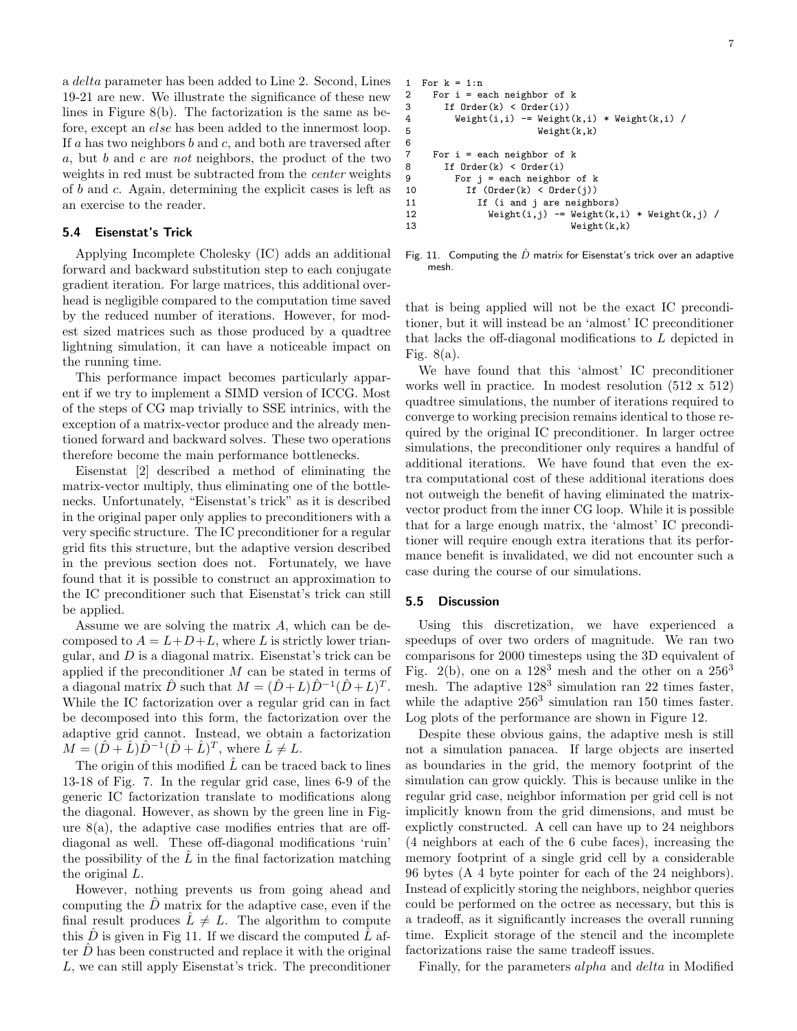a *delta* parameter has been added to Line 2. Second, Lines 19-21 are new. We illustrate the significance of these new lines in Figure 8(b). The factorization is the same as before, except an *else* has been added to the innermost loop. If $a$ has two neighbors $b$ and $c$, and both are traversed after $a$, but $b$ and $c$ are *not* neighbors, the product of the two weights in red must be subtracted from the *center* weights of $b$ and $c$. Again, determining the explicit cases is left as an exercise to the reader.

### 5.4 Eisenstat's Trick

Applying Incomplete Cholesky (IC) adds an additional forward and backward substitution step to each conjugate gradient iteration. For large matrices, this additional overhead is negligible compared to the computation time saved by the reduced number of iterations. However, for modest sized matrices such as those produced by a quadtree lightning simulation, it can have a noticeable impact on the running time.

This performance impact becomes particularly apparent if we try to implement a SIMD version of ICCG. Most of the steps of CG map trivially to SSE intrinsics, with the exception of a matrix-vector produce and the already mentioned forward and backward solves. These two operations therefore become the main performance bottlenecks.

Eisenstat [2] described a method of eliminating the matrix-vector multiply, thus eliminating one of the bottlenecks. Unfortunately, "Eisenstat's trick" as it is described in the original paper only applies to preconditioners with a very specific structure. The IC preconditioner for a regular grid fits this structure, but the adaptive version described in the previous section does not. Fortunately, we have found that it is possible to construct an approximation to the IC preconditioner such that Eisenstat's trick can still be applied.

Assume we are solving the matrix $A$, which can be decomposed to $A = L + D + L$, where $L$ is strictly lower triangular, and $D$ is a diagonal matrix. Eisenstat's trick can be applied if the preconditioner $M$ can be stated in terms of a diagonal matrix $\hat{D}$ such that $M = (\hat{D}+L)\hat{D}^{-1}(\hat{D}+L)^T$. While the IC factorization over a regular grid can in fact be decomposed into this form, the factorization over the adaptive grid cannot. Instead, we obtain a factorization $M = (\hat{D}+\hat{L})\hat{D}^{-1}(\hat{D}+\hat{L})^T$, where $\hat{L} \neq L$.

The origin of this modified $\hat{L}$ can be traced back to lines 13-18 of Fig. 7. In the regular grid case, lines 6-9 of the generic IC factorization translate to modifications along the diagonal. However, as shown by the green line in Figure 8(a), the adaptive case modifies entries that are off-diagonal as well. These off-diagonal modifications 'ruin' the possibility of the $\hat{L}$ in the final factorization matching the original $L$.

However, nothing prevents us from going ahead and computing the $\hat{D}$ matrix for the adaptive case, even if the final result produces $\hat{L} \neq L$. The algorithm to compute this $\hat{D}$ is given in Fig 11. If we discard the computed $\hat{L}$ after $\hat{D}$ has been constructed and replace it with the original $L$, we can still apply Eisenstat's trick. The preconditioner

```
1  For k = 1:n
2    For i = each neighbor of k
3      If Order(k) < Order(i))
4        Weight(i,i) -= Weight(k,i) * Weight(k,i) /
5                       Weight(k,k)
6
7    For i = each neighbor of k
8      If Order(k) < Order(i)
9        For j = each neighbor of k
10         If (Order(k) < Order(j))
11           If (i and j are neighbors)
12             Weight(i,j) -= Weight(k,i) * Weight(k,j) /
13                            Weight(k,k)
```

Fig. 11. Computing the $\hat{D}$ matrix for Eisenstat's trick over an adaptive mesh.

that is being applied will not be the exact IC preconditioner, but it will instead be an 'almost' IC preconditioner that lacks the off-diagonal modifications to $L$ depicted in Fig. 8(a).

We have found that this 'almost' IC preconditioner works well in practice. In modest resolution (512 x 512) quadtree simulations, the number of iterations required to converge to working precision remains identical to those required by the original IC preconditioner. In larger octree simulations, the preconditioner only requires a handful of additional iterations. We have found that even the extra computational cost of these additional iterations does not outweigh the benefit of having eliminated the matrix-vector product from the inner CG loop. While it is possible that for a large enough matrix, the 'almost' IC preconditioner will require enough extra iterations that its performance benefit is invalidated, we did not encounter such a case during the course of our simulations.

### 5.5 Discussion

Using this discretization, we have experienced a speedups of over two orders of magnitude. We ran two comparisons for 2000 timesteps using the 3D equivalent of Fig. 2(b), one on a $128^3$ mesh and the other on a $256^3$ mesh. The adaptive $128^3$ simulation ran 22 times faster, while the adaptive $256^3$ simulation ran 150 times faster. Log plots of the performance are shown in Figure 12.

Despite these obvious gains, the adaptive mesh is still not a simulation panacea. If large objects are inserted as boundaries in the grid, the memory footprint of the simulation can grow quickly. This is because unlike in the regular grid case, neighbor information per grid cell is not implicitly known from the grid dimensions, and must be explictly constructed. A cell can have up to 24 neighbors (4 neighbors at each of the 6 cube faces), increasing the memory footprint of a single grid cell by a considerable 96 bytes (A 4 byte pointer for each of the 24 neighbors). Instead of explicitly storing the neighbors, neighbor queries could be performed on the octree as necessary, but this is a tradeoff, as it significantly increases the overall running time. Explicit storage of the stencil and the incomplete factorizations raise the same tradeoff issues.

Finally, for the parameters *alpha* and *delta* in Modified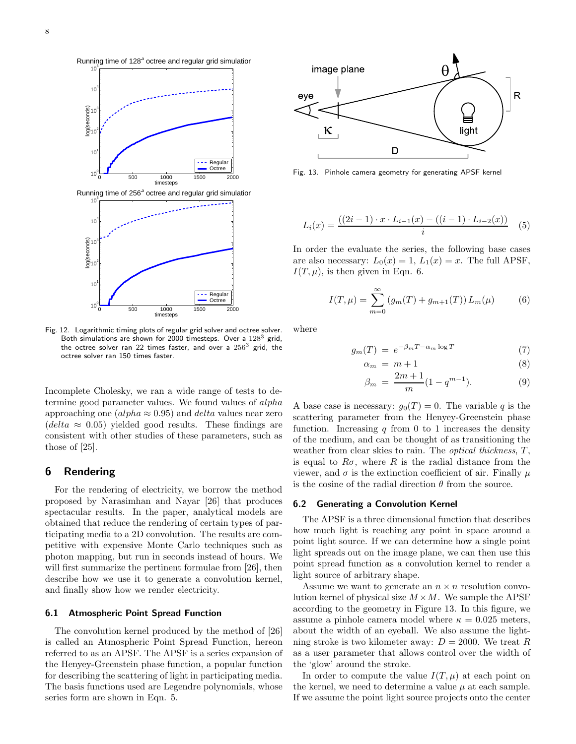Fig. 12. Logarithmic timing plots of regular grid solver and octree solver. Both simulations are shown for 2000 timesteps. Over a $128^3$ grid, the octree solver ran 22 times faster, and over a $256^3$ grid, the octree solver ran 150 times faster.

Incomplete Cholesky, we ran a wide range of tests to determine good parameter values. We found values of *alpha* approaching one (*alpha* $\approx 0.95$) and *delta* values near zero (*delta* $\approx 0.05$) yielded good results. These findings are consistent with other studies of these parameters, such as those of [25].

## 6 Rendering

For the rendering of electricity, we borrow the method proposed by Narasimhan and Nayar [26] that produces spectacular results. In the paper, analytical models are obtained that reduce the rendering of certain types of participating media to a 2D convolution. The results are competitive with expensive Monte Carlo techniques such as photon mapping, but run in seconds instead of hours. We will first summarize the pertinent formulae from [26], then describe how we use it to generate a convolution kernel, and finally show how we render electricity.

### 6.1 Atmospheric Point Spread Function

The convolution kernel produced by the method of [26] is called an Atmospheric Point Spread Function, hereon referred to as an APSF. The APSF is a series expansion of the Henyey-Greenstein phase function, a popular function for describing the scattering of light in participating media. The basis functions used are Legendre polynomials, whose series form are shown in Eqn. 5.

Fig. 13. Pinhole camera geometry for generating APSF kernel

$$L_i(x) = \frac{((2i-1) \cdot x \cdot L_{i-1}(x) - ((i-1) \cdot L_{i-2}(x))}{i} \quad (5)$$

In order the evaluate the series, the following base cases are also necessary: $L_0(x) = 1$, $L_1(x) = x$. The full APSF, $I(T, \mu)$, is then given in Eqn. 6.

$$I(T, \mu) = \sum_{m=0}^{\infty} (g_m(T) + g_{m+1}(T)) \, L_m(\mu) \quad (6)$$

where

$$g_m(T) = e^{-\beta_m T - \alpha_m \log T} \quad (7)$$

$$\alpha_m = m + 1 \quad (8)$$

$$\beta_m = \frac{2m+1}{m}(1 - q^{m-1}). \quad (9)$$

A base case is necessary: $g_0(T) = 0$. The variable $q$ is the scattering parameter from the Henyey-Greenstein phase function. Increasing $q$ from 0 to 1 increases the density of the medium, and can be thought of as transitioning the weather from clear skies to rain. The *optical thickness*, $T$, is equal to $R\sigma$, where $R$ is the radial distance from the viewer, and $\sigma$ is the extinction coefficient of air. Finally $\mu$ is the cosine of the radial direction $\theta$ from the source.

### 6.2 Generating a Convolution Kernel

The APSF is a three dimensional function that describes how much light is reaching any point in space around a point light source. If we can determine how a single point light spreads out on the image plane, we can then use this point spread function as a convolution kernel to render a light source of arbitrary shape.

Assume we want to generate an $n \times n$ resolution convolution kernel of physical size $M \times M$. We sample the APSF according to the geometry in Figure 13. In this figure, we assume a pinhole camera model where $\kappa = 0.025$ meters, about the width of an eyeball. We also assume the lightning stroke is two kilometer away: $D = 2000$. We treat $R$ as a user parameter that allows control over the width of the 'glow' around the stroke.

In order to compute the value $I(T, \mu)$ at each point on the kernel, we need to determine a value $\mu$ at each sample. If we assume the point light source projects onto the center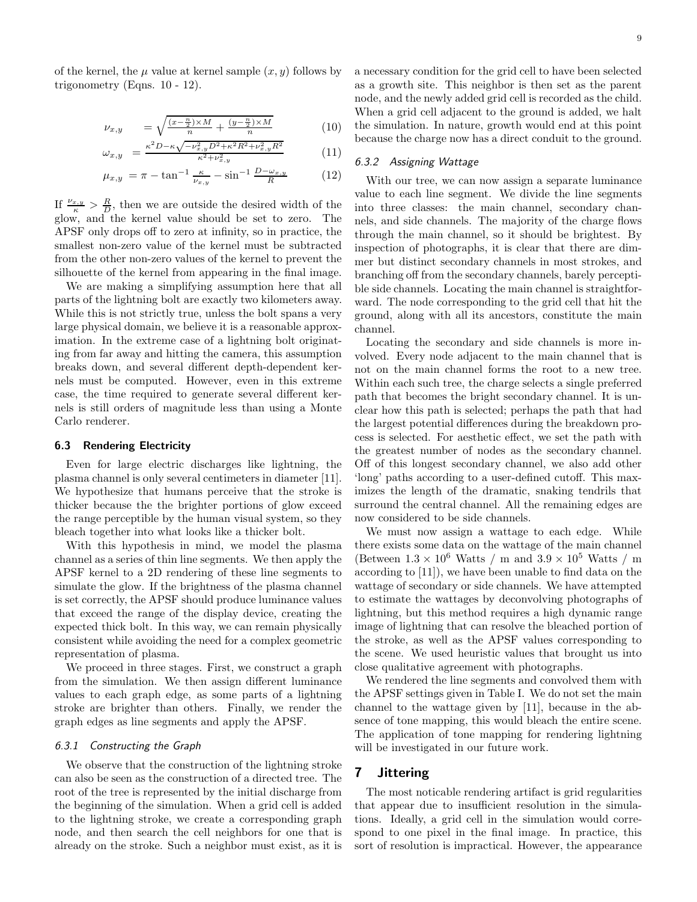of the kernel, the $\mu$ value at kernel sample $(x, y)$ follows by trigonometry (Eqns. 10 - 12).

$$\nu_{x,y} = \sqrt{\frac{(x-\frac{n}{2})\times M}{n} + \frac{(y-\frac{n}{2})\times M}{n}} \quad (10)$$

$$\omega_{x,y} = \frac{\kappa^2 D - \kappa\sqrt{-\nu_{x,y}^2 D^2 + \kappa^2 R^2 + \nu_{x,y}^2 R^2}}{\kappa^2 + \nu_{x,y}^2} \quad (11)$$

$$\mu_{x,y} = \pi - \tan^{-1}\frac{\kappa}{\nu_{x,y}} - \sin^{-1}\frac{D - \omega_{x,y}}{R} \quad (12)$$

If $\frac{\nu_{x,y}}{\kappa} > \frac{R}{D}$, then we are outside the desired width of the glow, and the kernel value should be set to zero. The APSF only drops off to zero at infinity, so in practice, the smallest non-zero value of the kernel must be subtracted from the other non-zero values of the kernel to prevent the silhouette of the kernel from appearing in the final image.

We are making a simplifying assumption here that all parts of the lightning bolt are exactly two kilometers away. While this is not strictly true, unless the bolt spans a very large physical domain, we believe it is a reasonable approximation. In the extreme case of a lightning bolt originating from far away and hitting the camera, this assumption breaks down, and several different depth-dependent kernels must be computed. However, even in this extreme case, the time required to generate several different kernels is still orders of magnitude less than using a Monte Carlo renderer.

### 6.3 Rendering Electricity

Even for large electric discharges like lightning, the plasma channel is only several centimeters in diameter [11]. We hypothesize that humans perceive that the stroke is thicker because the the brighter portions of glow exceed the range perceptible by the human visual system, so they bleach together into what looks like a thicker bolt.

With this hypothesis in mind, we model the plasma channel as a series of thin line segments. We then apply the APSF kernel to a 2D rendering of these line segments to simulate the glow. If the brightness of the plasma channel is set correctly, the APSF should produce luminance values that exceed the range of the display device, creating the expected thick bolt. In this way, we can remain physically consistent while avoiding the need for a complex geometric representation of plasma.

We proceed in three stages. First, we construct a graph from the simulation. We then assign different luminance values to each graph edge, as some parts of a lightning stroke are brighter than others. Finally, we render the graph edges as line segments and apply the APSF.

#### *6.3.1 Constructing the Graph*

We observe that the construction of the lightning stroke can also be seen as the construction of a directed tree. The root of the tree is represented by the initial discharge from the beginning of the simulation. When a grid cell is added to the lightning stroke, we create a corresponding graph node, and then search the cell neighbors for one that is already on the stroke. Such a neighbor must exist, as it is a necessary condition for the grid cell to have been selected as a growth site. This neighbor is then set as the parent node, and the newly added grid cell is recorded as the child. When a grid cell adjacent to the ground is added, we halt the simulation. In nature, growth would end at this point because the charge now has a direct conduit to the ground.

#### *6.3.2 Assigning Wattage*

With our tree, we can now assign a separate luminance value to each line segment. We divide the line segments into three classes: the main channel, secondary channels, and side channels. The majority of the charge flows through the main channel, so it should be brightest. By inspection of photographs, it is clear that there are dimmer but distinct secondary channels in most strokes, and branching off from the secondary channels, barely perceptible side channels. Locating the main channel is straightforward. The node corresponding to the grid cell that hit the ground, along with all its ancestors, constitute the main channel.

Locating the secondary and side channels is more involved. Every node adjacent to the main channel that is not on the main channel forms the root to a new tree. Within each such tree, the charge selects a single preferred path that becomes the bright secondary channel. It is unclear how this path is selected; perhaps the path that had the largest potential differences during the breakdown process is selected. For aesthetic effect, we set the path with the greatest number of nodes as the secondary channel. Off of this longest secondary channel, we also add other 'long' paths according to a user-defined cutoff. This maximizes the length of the dramatic, snaking tendrils that surround the central channel. All the remaining edges are now considered to be side channels.

We must now assign a wattage to each edge. While there exists some data on the wattage of the main channel (Between $1.3 \times 10^6$ Watts / m and $3.9 \times 10^5$ Watts / m according to [11]), we have been unable to find data on the wattage of secondary or side channels. We have attempted to estimate the wattages by deconvolving photographs of lightning, but this method requires a high dynamic range image of lightning that can resolve the bleached portion of the stroke, as well as the APSF values corresponding to the scene. We used heuristic values that brought us into close qualitative agreement with photographs.

We rendered the line segments and convolved them with the APSF settings given in Table I. We do not set the main channel to the wattage given by [11], because in the absence of tone mapping, this would bleach the entire scene. The application of tone mapping for rendering lightning will be investigated in our future work.

## 7 Jittering

The most noticable rendering artifact is grid regularities that appear due to insufficient resolution in the simulations. Ideally, a grid cell in the simulation would correspond to one pixel in the final image. In practice, this sort of resolution is impractical. However, the appearance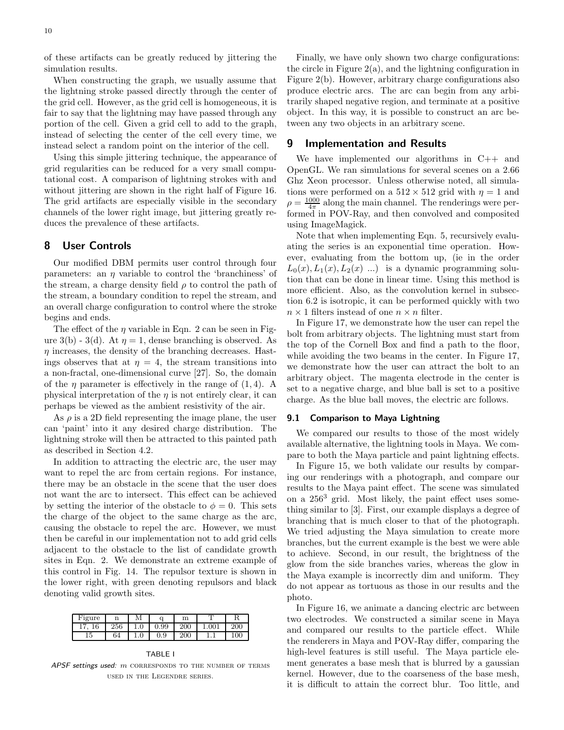of these artifacts can be greatly reduced by jittering the simulation results.

When constructing the graph, we usually assume that the lightning stroke passed directly through the center of the grid cell. However, as the grid cell is homogeneous, it is fair to say that the lightning may have passed through any portion of the cell. Given a grid cell to add to the graph, instead of selecting the center of the cell every time, we instead select a random point on the interior of the cell.

Using this simple jittering technique, the appearance of grid regularities can be reduced for a very small computational cost. A comparison of lightning strokes with and without jittering are shown in the right half of Figure 16. The grid artifacts are especially visible in the secondary channels of the lower right image, but jittering greatly reduces the prevalence of these artifacts.

## 8 User Controls

Our modified DBM permits user control through four parameters: an $\eta$ variable to control the 'branchiness' of the stream, a charge density field $\rho$ to control the path of the stream, a boundary condition to repel the stream, and an overall charge configuration to control where the stroke begins and ends.

The effect of the $\eta$ variable in Eqn. 2 can be seen in Figure 3(b) - 3(d). At $\eta = 1$, dense branching is observed. As $\eta$ increases, the density of the branching decreases. Hastings observes that at $\eta = 4$, the stream transitions into a non-fractal, one-dimensional curve [27]. So, the domain of the $\eta$ parameter is effectively in the range of $(1, 4)$. A physical interpretation of the $\eta$ is not entirely clear, it can perhaps be viewed as the ambient resistivity of the air.

As $\rho$ is a 2D field representing the image plane, the user can 'paint' into it any desired charge distribution. The lightning stroke will then be attracted to this painted path as described in Section 4.2.

In addition to attracting the electric arc, the user may want to repel the arc from certain regions. For instance, there may be an obstacle in the scene that the user does not want the arc to intersect. This effect can be achieved by setting the interior of the obstacle to $\phi = 0$. This sets the charge of the object to the same charge as the arc, causing the obstacle to repel the arc. However, we must then be careful in our implementation not to add grid cells adjacent to the obstacle to the list of candidate growth sites in Eqn. 2. We demonstrate an extreme example of this control in Fig. 14. The repulsor texture is shown in the lower right, with green denoting repulsors and black denoting valid growth sites.

| Figure | n | M | q | m | T | R |
|---|---|---|---|---|---|---|
| 17, 16 | 256 | 1.0 | 0.99 | 200 | 1.001 | 200 |
| 15 | 64 | 1.0 | 0.9 | 200 | 1.1 | 100 |

TABLE I

*APSF settings used:* $m$ CORRESPONDS TO THE NUMBER OF TERMS USED IN THE LEGENDRE SERIES.

Finally, we have only shown two charge configurations: the circle in Figure 2(a), and the lightning configuration in Figure 2(b). However, arbitrary charge configurations also produce electric arcs. The arc can begin from any arbitrarily shaped negative region, and terminate at a positive object. In this way, it is possible to construct an arc between any two objects in an arbitrary scene.

## 9 Implementation and Results

We have implemented our algorithms in C++ and OpenGL. We ran simulations for several scenes on a 2.66 Ghz Xeon processor. Unless otherwise noted, all simulations were performed on a $512 \times 512$ grid with $\eta = 1$ and $\rho = \frac{1000}{4\pi}$ along the main channel. The renderings were performed in POV-Ray, and then convolved and composited using ImageMagick.

Note that when implementing Eqn. 5, recursively evaluating the series is an exponential time operation. However, evaluating from the bottom up, (ie in the order $L_0(x), L_1(x), L_2(x)$ ...) is a dynamic programming solution that can be done in linear time. Using this method is more efficient. Also, as the convolution kernel in subsection 6.2 is isotropic, it can be performed quickly with two $n \times 1$ filters instead of one $n \times n$ filter.

In Figure 17, we demonstrate how the user can repel the bolt from arbitrary objects. The lightning must start from the top of the Cornell Box and find a path to the floor, while avoiding the two beams in the center. In Figure 17, we demonstrate how the user can attract the bolt to an arbitrary object. The magenta electrode in the center is set to a negative charge, and blue ball is set to a positive charge. As the blue ball moves, the electric arc follows.

### 9.1 Comparison to Maya Lightning

We compared our results to those of the most widely available alternative, the lightning tools in Maya. We compare to both the Maya particle and paint lightning effects.

In Figure 15, we both validate our results by comparing our renderings with a photograph, and compare our results to the Maya paint effect. The scene was simulated on a $256^3$ grid. Most likely, the paint effect uses something similar to [3]. First, our example displays a degree of branching that is much closer to that of the photograph. We tried adjusting the Maya simulation to create more branches, but the current example is the best we were able to achieve. Second, in our result, the brightness of the glow from the side branches varies, whereas the glow in the Maya example is incorrectly dim and uniform. They do not appear as tortuous as those in our results and the photo.

In Figure 16, we animate a dancing electric arc between two electrodes. We constructed a similar scene in Maya and compared our results to the particle effect. While the renderers in Maya and POV-Ray differ, comparing the high-level features is still useful. The Maya particle element generates a base mesh that is blurred by a gaussian kernel. However, due to the coarseness of the base mesh, it is difficult to attain the correct blur. Too little, and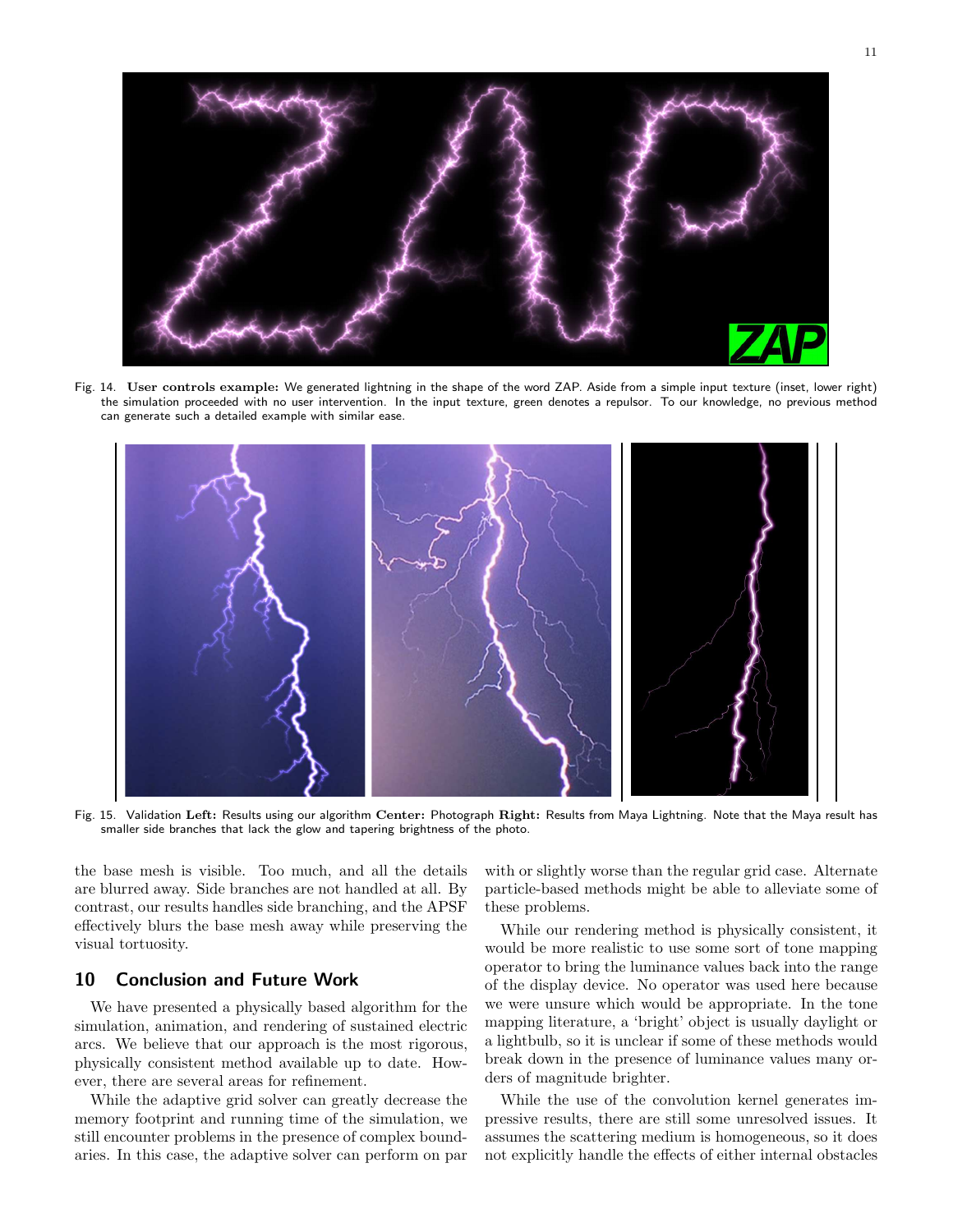Fig. 14. **User controls example:** We generated lightning in the shape of the word ZAP. Aside from a simple input texture (inset, lower right) the simulation proceeded with no user intervention. In the input texture, green denotes a repulsor. To our knowledge, no previous method can generate such a detailed example with similar ease.

Fig. 15. Validation **Left:** Results using our algorithm **Center:** Photograph **Right:** Results from Maya Lightning. Note that the Maya result has smaller side branches that lack the glow and tapering brightness of the photo.

the base mesh is visible. Too much, and all the details are blurred away. Side branches are not handled at all. By contrast, our results handles side branching, and the APSF effectively blurs the base mesh away while preserving the visual tortuosity.

## 10 Conclusion and Future Work

We have presented a physically based algorithm for the simulation, animation, and rendering of sustained electric arcs. We believe that our approach is the most rigorous, physically consistent method available up to date. However, there are several areas for refinement.

While the adaptive grid solver can greatly decrease the memory footprint and running time of the simulation, we still encounter problems in the presence of complex boundaries. In this case, the adaptive solver can perform on par with or slightly worse than the regular grid case. Alternate particle-based methods might be able to alleviate some of these problems.

While our rendering method is physically consistent, it would be more realistic to use some sort of tone mapping operator to bring the luminance values back into the range of the display device. No operator was used here because we were unsure which would be appropriate. In the tone mapping literature, a 'bright' object is usually daylight or a lightbulb, so it is unclear if some of these methods would break down in the presence of luminance values many orders of magnitude brighter.

While the use of the convolution kernel generates impressive results, there are still some unresolved issues. It assumes the scattering medium is homogeneous, so it does not explicitly handle the effects of either internal obstacles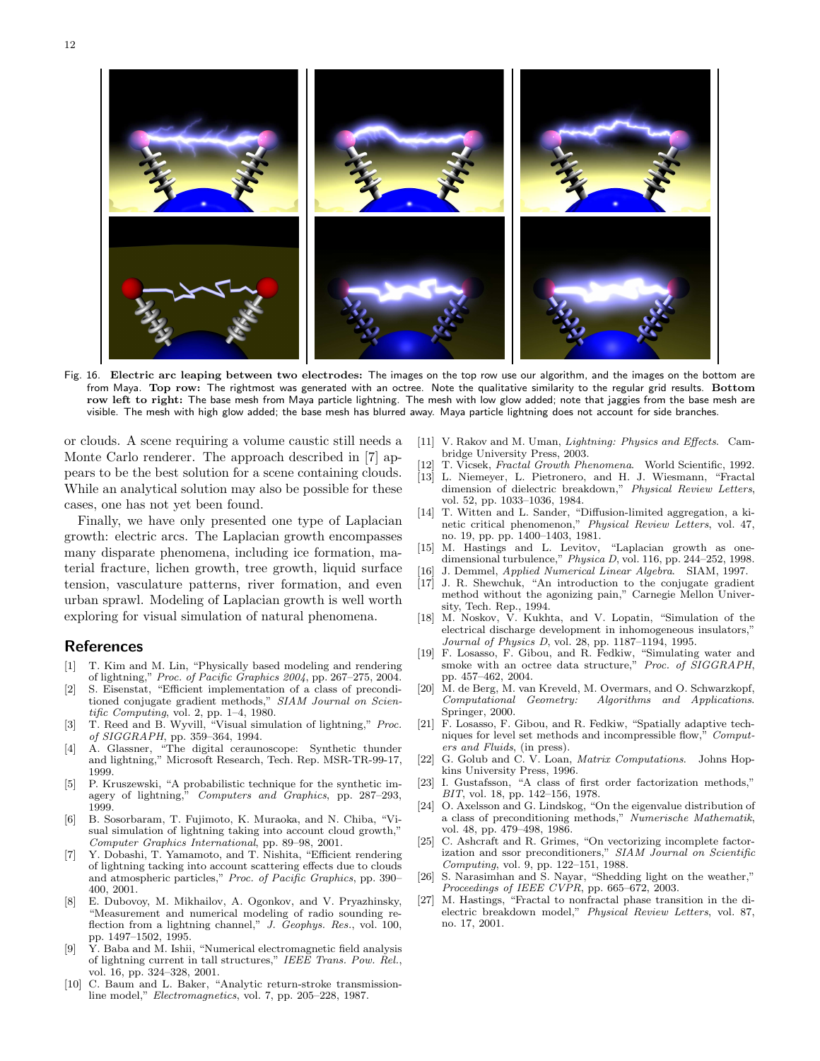Fig. 16. **Electric arc leaping between two electrodes:** The images on the top row use our algorithm, and the images on the bottom are from Maya. **Top row:** The rightmost was generated with an octree. Note the qualitative similarity to the regular grid results. **Bottom row left to right:** The base mesh from Maya particle lightning. The mesh with low glow added; note that jaggies from the base mesh are visible. The mesh with high glow added; the base mesh has blurred away. Maya particle lightning does not account for side branches.

or clouds. A scene requiring a volume caustic still needs a Monte Carlo renderer. The approach described in [7] appears to be the best solution for a scene containing clouds. While an analytical solution may also be possible for these cases, one has not yet been found.

Finally, we have only presented one type of Laplacian growth: electric arcs. The Laplacian growth encompasses many disparate phenomena, including ice formation, material fracture, lichen growth, tree growth, liquid surface tension, vasculature patterns, river formation, and even urban sprawl. Modeling of Laplacian growth is well worth exploring for visual simulation of natural phenomena.

## References

[1] T. Kim and M. Lin, "Physically based modeling and rendering of lightning," *Proc. of Pacific Graphics 2004*, pp. 267–275, 2004.

[2] S. Eisenstat, "Efficient implementation of a class of preconditioned conjugate gradient methods," *SIAM Journal on Scientific Computing*, vol. 2, pp. 1–4, 1980.

[3] T. Reed and B. Wyvill, "Visual simulation of lightning," *Proc. of SIGGRAPH*, pp. 359–364, 1994.

[4] A. Glassner, "The digital ceraunoscope: Synthetic thunder and lightning," Microsoft Research, Tech. Rep. MSR-TR-99-17, 1999.

[5] P. Kruszewski, "A probabilistic technique for the synthetic imagery of lightning," *Computers and Graphics*, pp. 287–293, 1999.

[6] B. Sosorbaram, T. Fujimoto, K. Muraoka, and N. Chiba, "Visual simulation of lightning taking into account cloud growth," *Computer Graphics International*, pp. 89–98, 2001.

[7] Y. Dobashi, T. Yamamoto, and T. Nishita, "Efficient rendering of lightning tacking into account scattering effects due to clouds and atmospheric particles," *Proc. of Pacific Graphics*, pp. 390–400, 2001.

[8] E. Dubovoy, M. Mikhailov, A. Ogonkov, and V. Pryazhinsky, "Measurement and numerical modeling of radio sounding reflection from a lightning channel," *J. Geophys. Res.*, vol. 100, pp. 1497–1502, 1995.

[9] Y. Baba and M. Ishii, "Numerical electromagnetic field analysis of lightning current in tall structures," *IEEE Trans. Pow. Rel.*, vol. 16, pp. 324–328, 2001.

[10] C. Baum and L. Baker, "Analytic return-stroke transmission-line model," *Electromagnetics*, vol. 7, pp. 205–228, 1987.

[11] V. Rakov and M. Uman, *Lightning: Physics and Effects*. Cambridge University Press, 2003.

[12] T. Vicsek, *Fractal Growth Phenomena*. World Scientific, 1992.

[13] L. Niemeyer, L. Pietronero, and H. J. Wiesmann, "Fractal dimension of dielectric breakdown," *Physical Review Letters*, vol. 52, pp. 1033–1036, 1984.

[14] T. Witten and L. Sander, "Diffusion-limited aggregation, a kinetic critical phenomenon," *Physical Review Letters*, vol. 47, no. 19, pp. pp. 1400–1403, 1981.

[15] M. Hastings and L. Levitov, "Laplacian growth as one-dimensional turbulence," *Physica D*, vol. 116, pp. 244–252, 1998.

[16] J. Demmel, *Applied Numerical Linear Algebra*. SIAM, 1997.

[17] J. R. Shewchuk, "An introduction to the conjugate gradient method without the agonizing pain," Carnegie Mellon University, Tech. Rep., 1994.

[18] M. Noskov, V. Kukhta, and V. Lopatin, "Simulation of the electrical discharge development in inhomogeneous insulators," *Journal of Physics D*, vol. 28, pp. 1187–1194, 1995.

[19] F. Losasso, F. Gibou, and R. Fedkiw, "Simulating water and smoke with an octree data structure," *Proc. of SIGGRAPH*, pp. 457–462, 2004.

[20] M. de Berg, M. van Kreveld, M. Overmars, and O. Schwarzkopf, *Computational Geometry: Algorithms and Applications*. Springer, 2000.

[21] F. Losasso, F. Gibou, and R. Fedkiw, "Spatially adaptive techniques for level set methods and incompressible flow," *Computers and Fluids*, (in press).

[22] G. Golub and C. V. Loan, *Matrix Computations*. Johns Hopkins University Press, 1996.

[23] I. Gustafsson, "A class of first order factorization methods," *BIT*, vol. 18, pp. 142–156, 1978.

[24] O. Axelsson and G. Lindskog, "On the eigenvalue distribution of a class of preconditioning methods," *Numerische Mathematik*, vol. 48, pp. 479–498, 1986.

[25] C. Ashcraft and R. Grimes, "On vectorizing incomplete factorization and ssor preconditioners," *SIAM Journal on Scientific Computing*, vol. 9, pp. 122–151, 1988.

[26] S. Narasimhan and S. Nayar, "Shedding light on the weather," *Proceedings of IEEE CVPR*, pp. 665–672, 2003.

[27] M. Hastings, "Fractal to nonfractal phase transition in the dielectric breakdown model," *Physical Review Letters*, vol. 87, no. 17, 2001.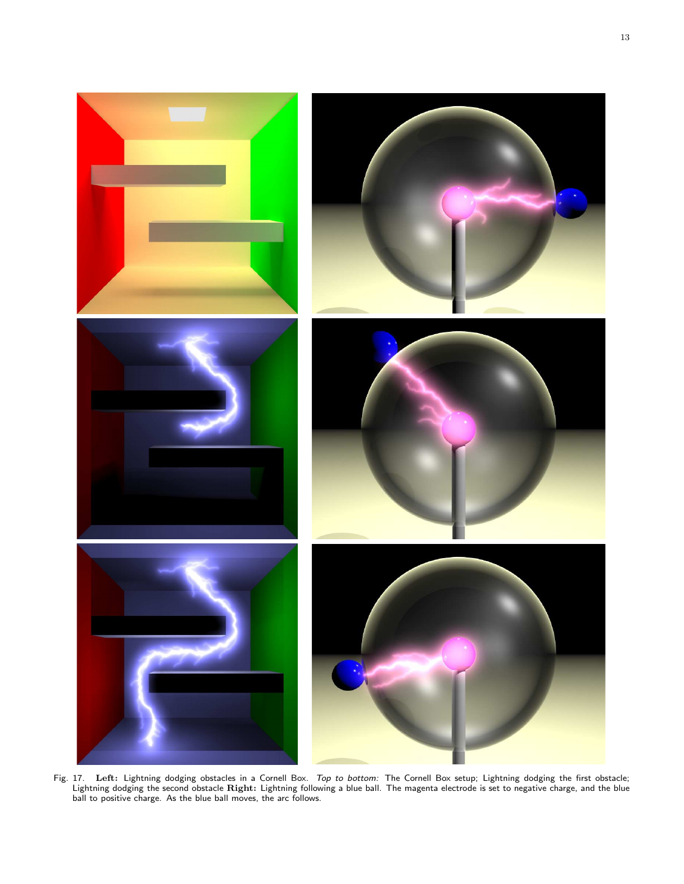Fig. 17. **Left:** Lightning dodging obstacles in a Cornell Box. *Top to bottom:* The Cornell Box setup; Lightning dodging the first obstacle; Lightning dodging the second obstacle **Right:** Lightning following a blue ball. The magenta electrode is set to negative charge, and the blue ball to positive charge. As the blue ball moves, the arc follows.